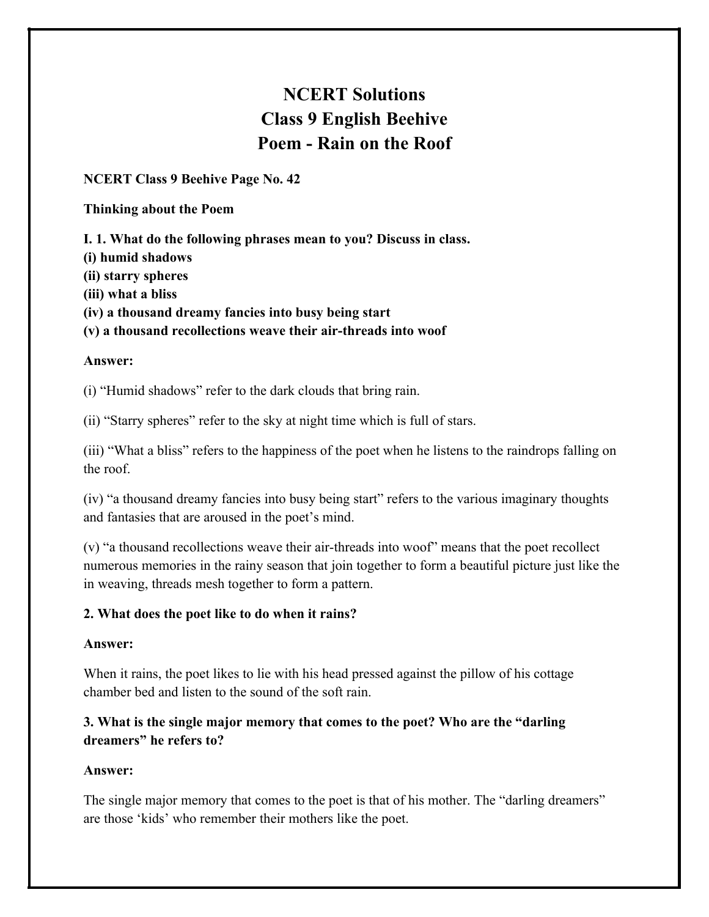# NCERT Solutions
# Class 9 English Beehive
# Poem - Rain on the Roof

**NCERT Class 9 Beehive Page No. 42**

**Thinking about the Poem**

**I. 1. What do the following phrases mean to you? Discuss in class.**
**(i) humid shadows**
**(ii) starry spheres**
**(iii) what a bliss**
**(iv) a thousand dreamy fancies into busy being start**
**(v) a thousand recollections weave their air-threads into woof**

**Answer:**

(i) "Humid shadows" refer to the dark clouds that bring rain.

(ii) "Starry spheres" refer to the sky at night time which is full of stars.

(iii) "What a bliss" refers to the happiness of the poet when he listens to the raindrops falling on the roof.

(iv) "a thousand dreamy fancies into busy being start" refers to the various imaginary thoughts and fantasies that are aroused in the poet's mind.

(v) "a thousand recollections weave their air-threads into woof" means that the poet recollect numerous memories in the rainy season that join together to form a beautiful picture just like the in weaving, threads mesh together to form a pattern.

**2. What does the poet like to do when it rains?**

**Answer:**

When it rains, the poet likes to lie with his head pressed against the pillow of his cottage chamber bed and listen to the sound of the soft rain.

**3. What is the single major memory that comes to the poet? Who are the "darling dreamers" he refers to?**

**Answer:**

The single major memory that comes to the poet is that of his mother. The "darling dreamers" are those 'kids' who remember their mothers like the poet.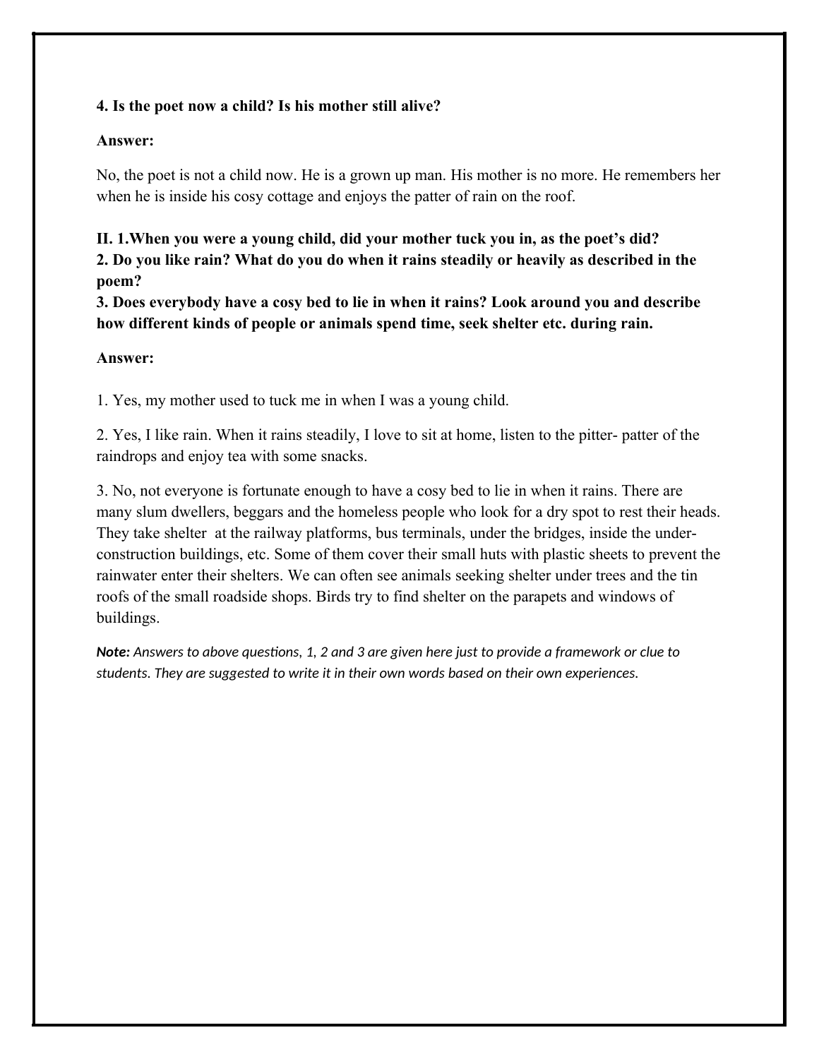**4. Is the poet now a child? Is his mother still alive?**

**Answer:**

No, the poet is not a child now. He is a grown up man. His mother is no more. He remembers her when he is inside his cosy cottage and enjoys the patter of rain on the roof.

**II. 1.When you were a young child, did your mother tuck you in, as the poet's did?**
**2. Do you like rain? What do you do when it rains steadily or heavily as described in the poem?**
**3. Does everybody have a cosy bed to lie in when it rains? Look around you and describe how different kinds of people or animals spend time, seek shelter etc. during rain.**

**Answer:**

1. Yes, my mother used to tuck me in when I was a young child.

2. Yes, I like rain. When it rains steadily, I love to sit at home, listen to the pitter- patter of the raindrops and enjoy tea with some snacks.

3. No, not everyone is fortunate enough to have a cosy bed to lie in when it rains. There are many slum dwellers, beggars and the homeless people who look for a dry spot to rest their heads. They take shelter at the railway platforms, bus terminals, under the bridges, inside the under-construction buildings, etc. Some of them cover their small huts with plastic sheets to prevent the rainwater enter their shelters. We can often see animals seeking shelter under trees and the tin roofs of the small roadside shops. Birds try to find shelter on the parapets and windows of buildings.

***Note:** Answers to above questions, 1, 2 and 3 are given here just to provide a framework or clue to students. They are suggested to write it in their own words based on their own experiences.*